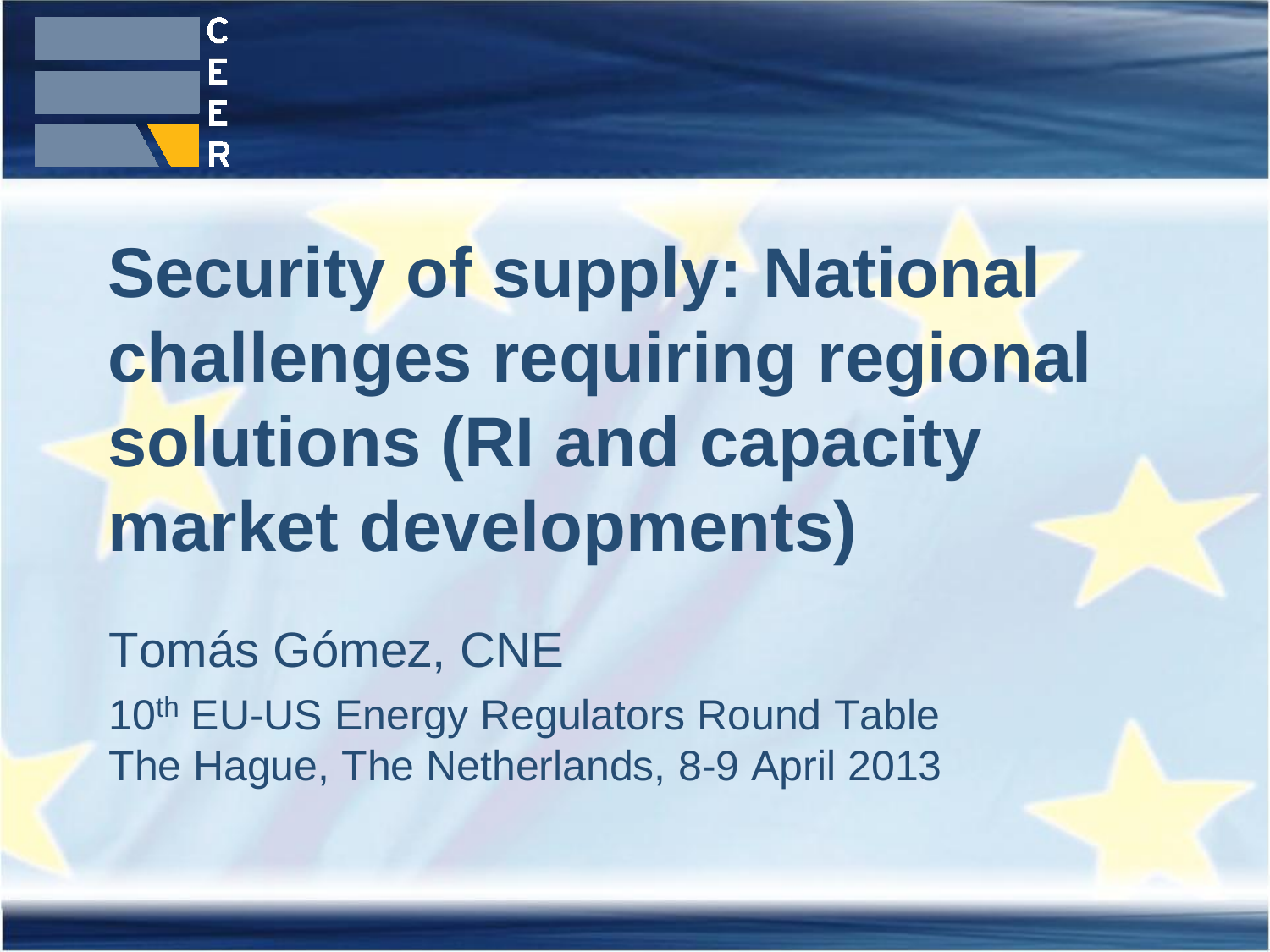# Security of supply: National challenges requiring regional solutions (RI and capacity market developments)

Tomás Gómez, CNE

10th EU-US Energy Regulators Round Table
The Hague, The Netherlands, 8-9 April 2013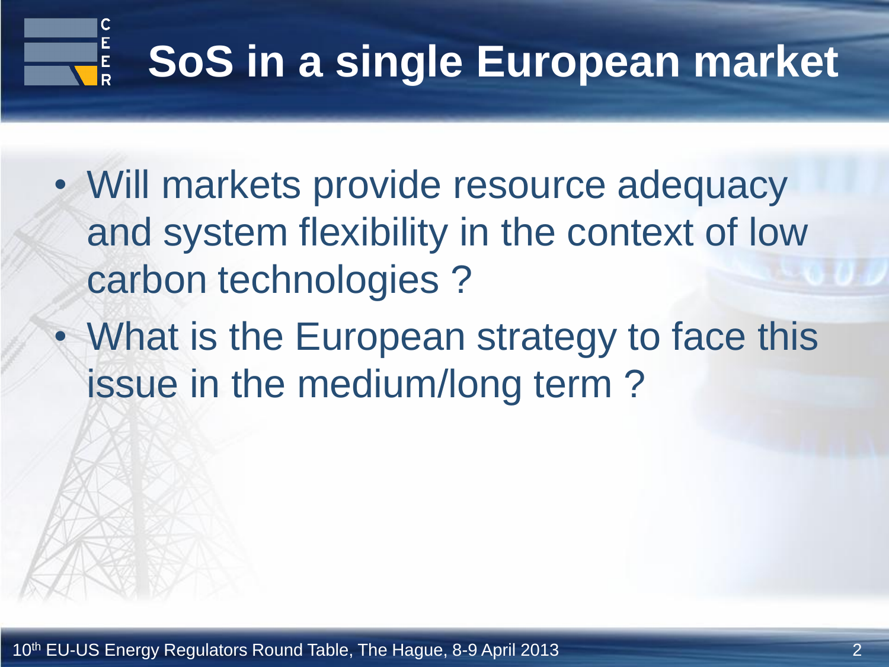# SoS in a single European market

- Will markets provide resource adequacy and system flexibility in the context of low carbon technologies ?
- What is the European strategy to face this issue in the medium/long term ?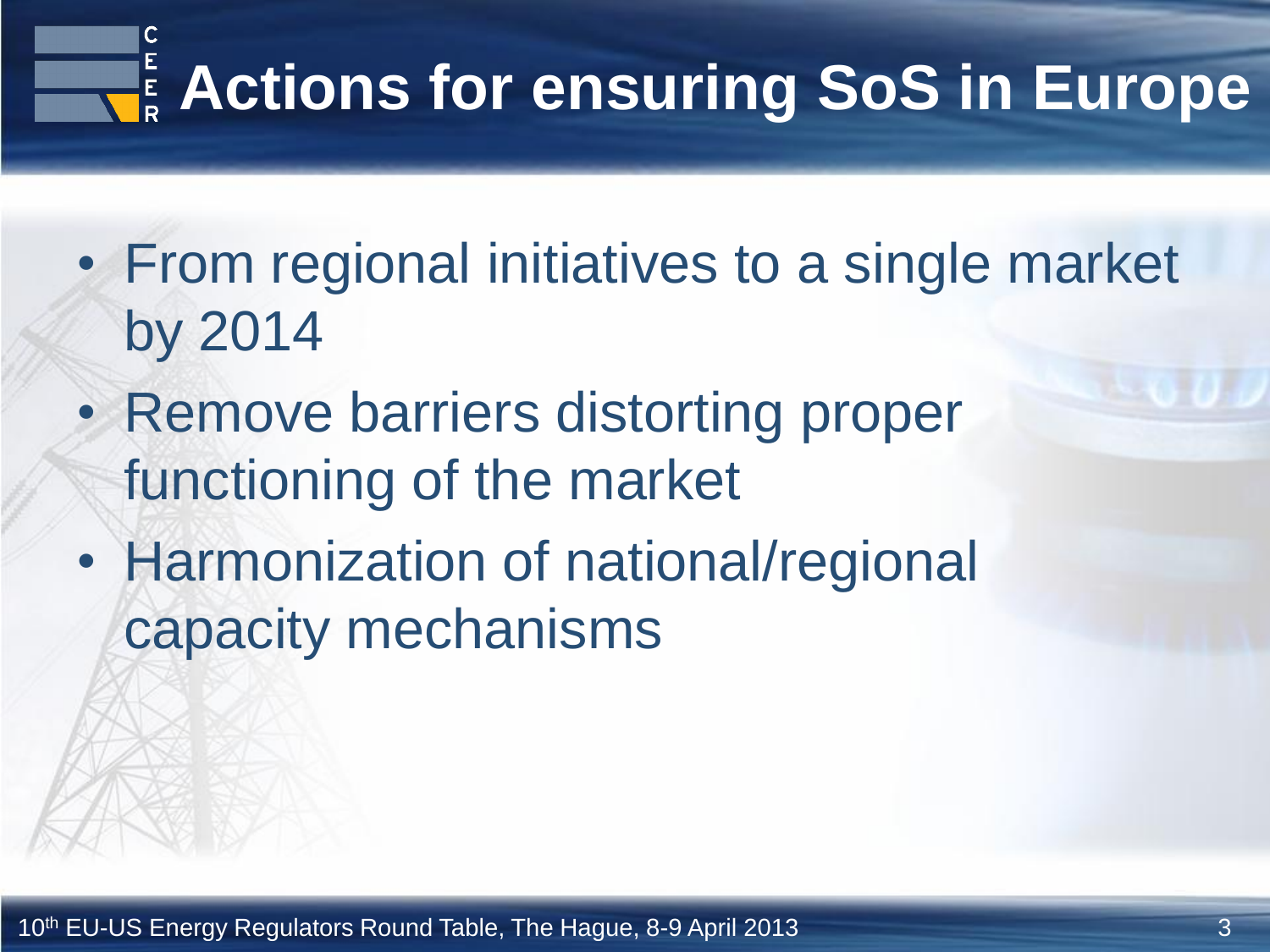# Actions for ensuring SoS in Europe

- From regional initiatives to a single market by 2014
- Remove barriers distorting proper functioning of the market
- Harmonization of national/regional capacity mechanisms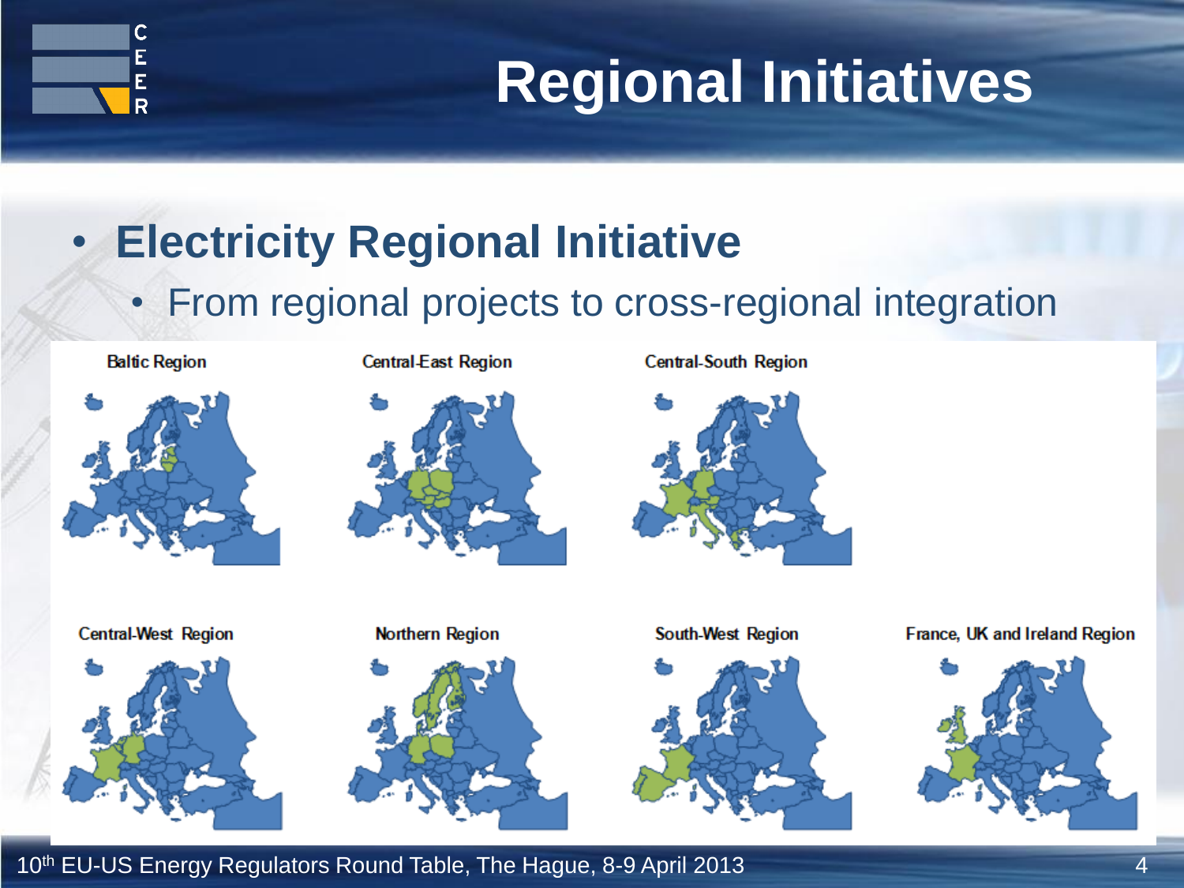# Regional Initiatives

- **Electricity Regional Initiative**
  - From regional projects to cross-regional integration

Baltic Region

Central-East Region

Central-South Region

Central-West Region

Northern Region

South-West Region

France, UK and Ireland Region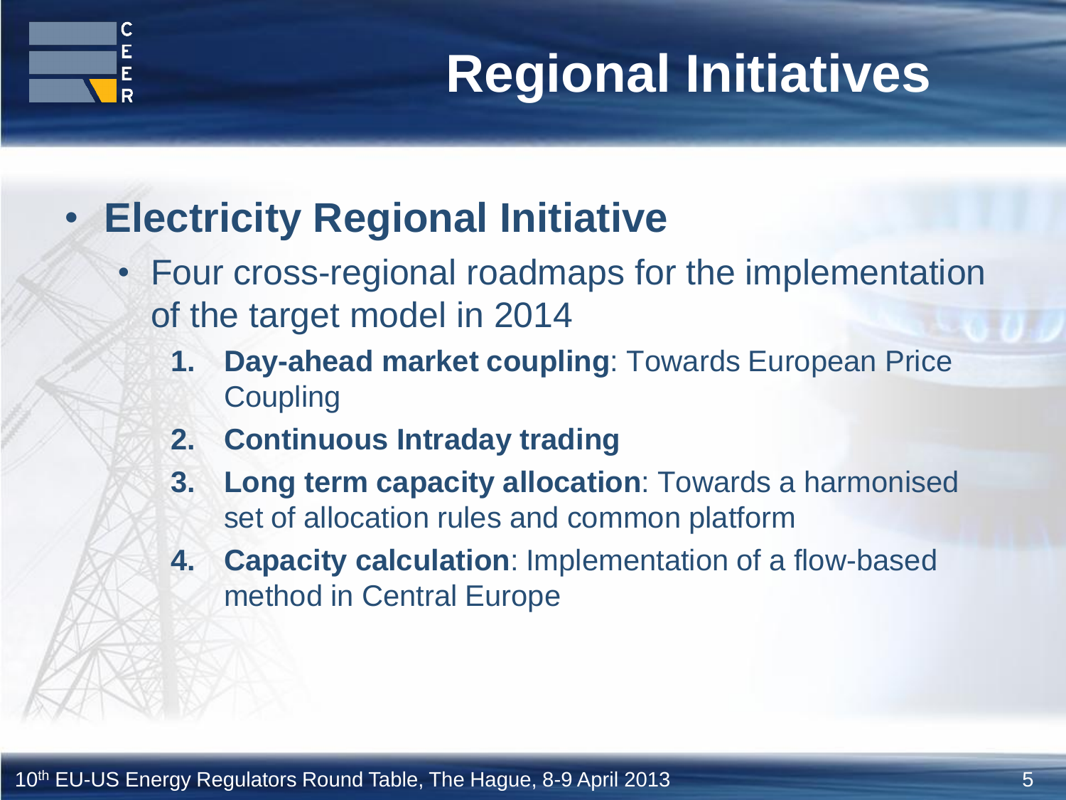# Regional Initiatives

- **Electricity Regional Initiative**
  - Four cross-regional roadmaps for the implementation of the target model in 2014
    1. **Day-ahead market coupling**: Towards European Price Coupling
    2. **Continuous Intraday trading**
    3. **Long term capacity allocation**: Towards a harmonised set of allocation rules and common platform
    4. **Capacity calculation**: Implementation of a flow-based method in Central Europe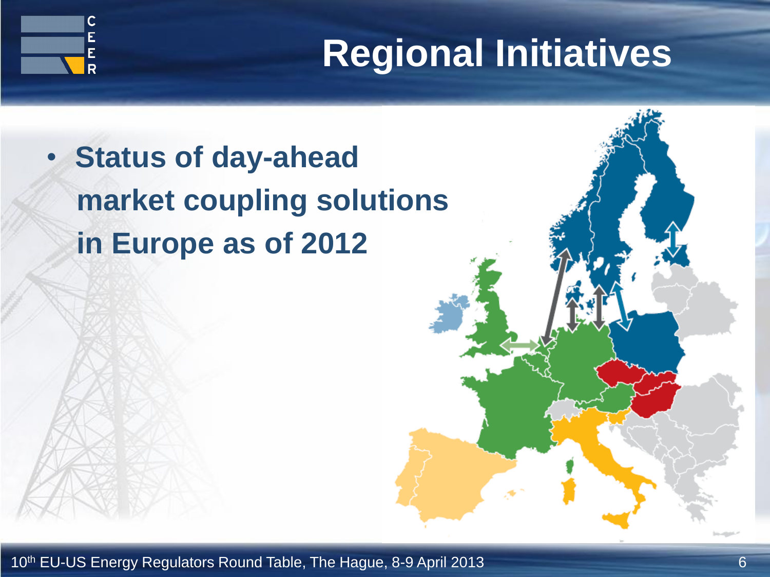# Regional Initiatives

- **Status of day-ahead market coupling solutions in Europe as of 2012**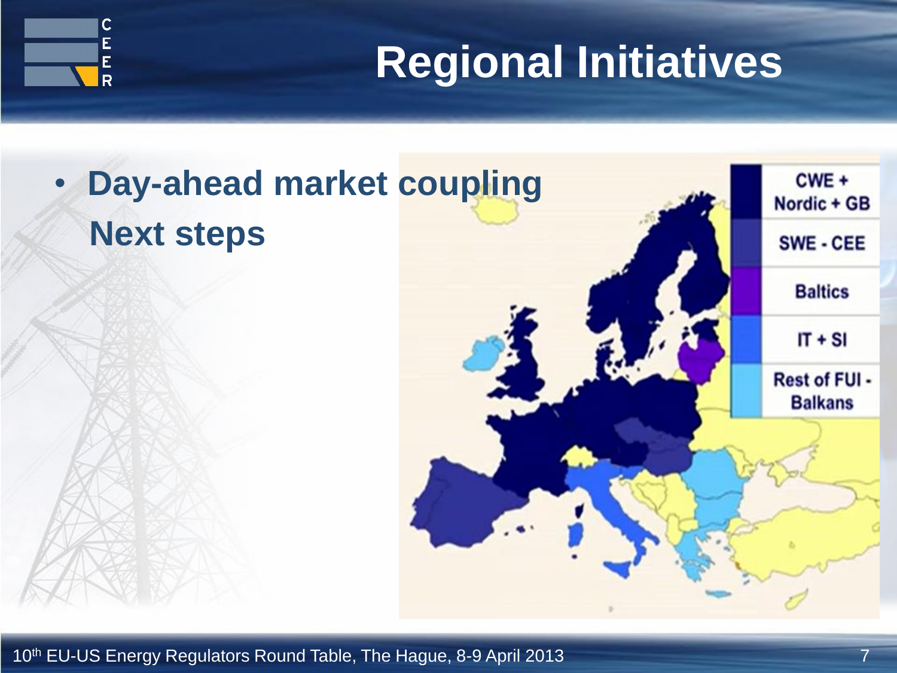# Regional Initiatives

- **Day-ahead market coupling**
  **Next steps**

| Region |
|---|
| CWE + Nordic + GB |
| SWE - CEE |
| Baltics |
| IT + SI |
| Rest of FUI - Balkans |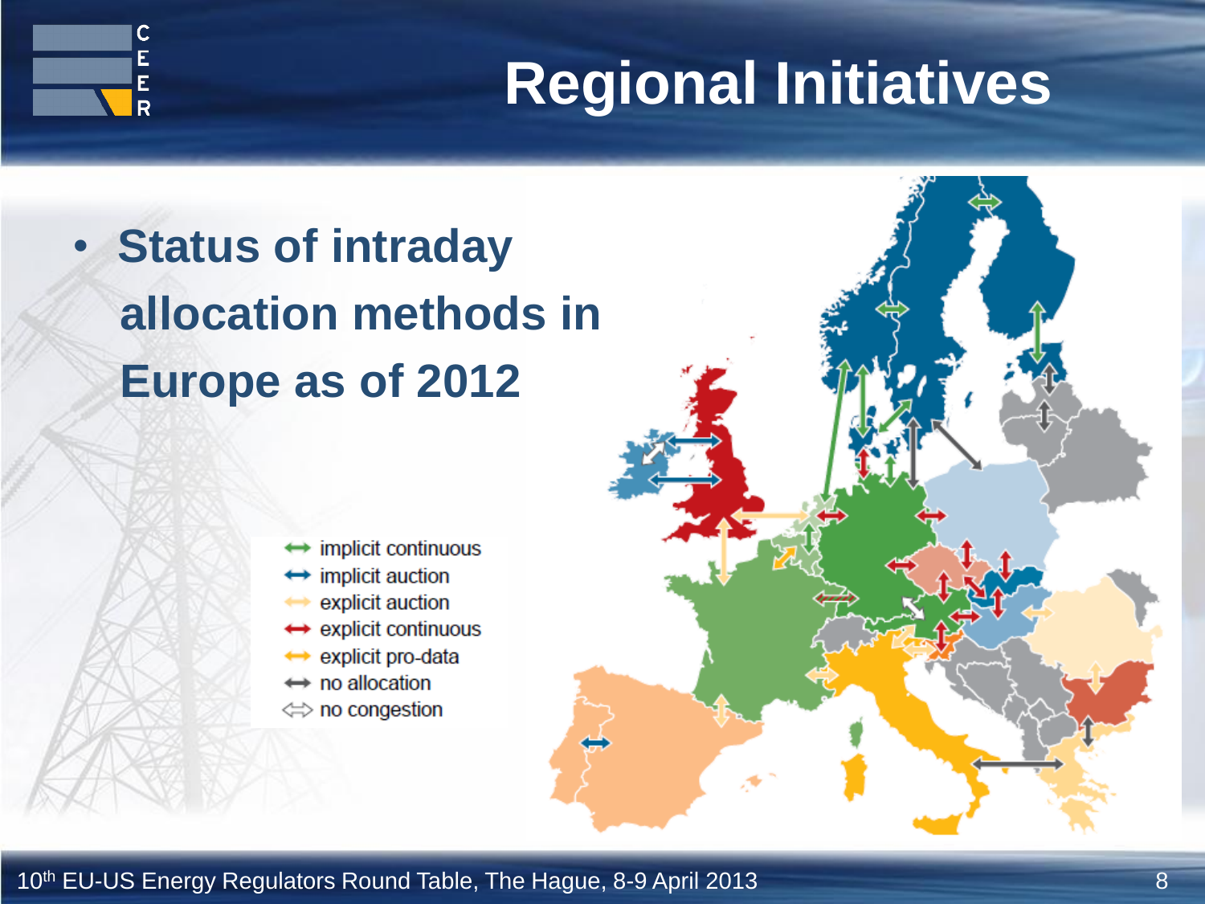# Regional Initiatives

- **Status of intraday allocation methods in Europe as of 2012**

- implicit continuous
- implicit auction
- explicit auction
- explicit continuous
- explicit pro-data
- no allocation
- no congestion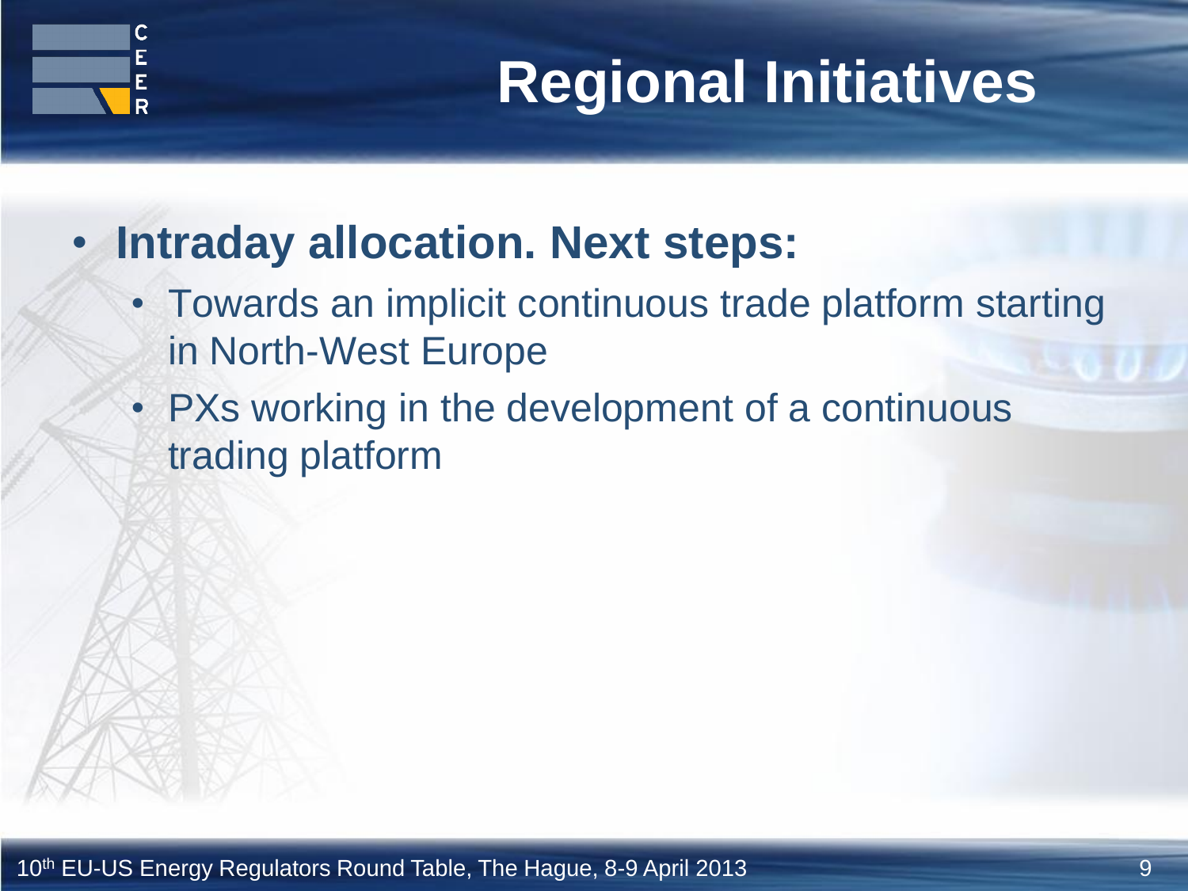# Regional Initiatives

- **Intraday allocation. Next steps:**
  - Towards an implicit continuous trade platform starting in North-West Europe
  - PXs working in the development of a continuous trading platform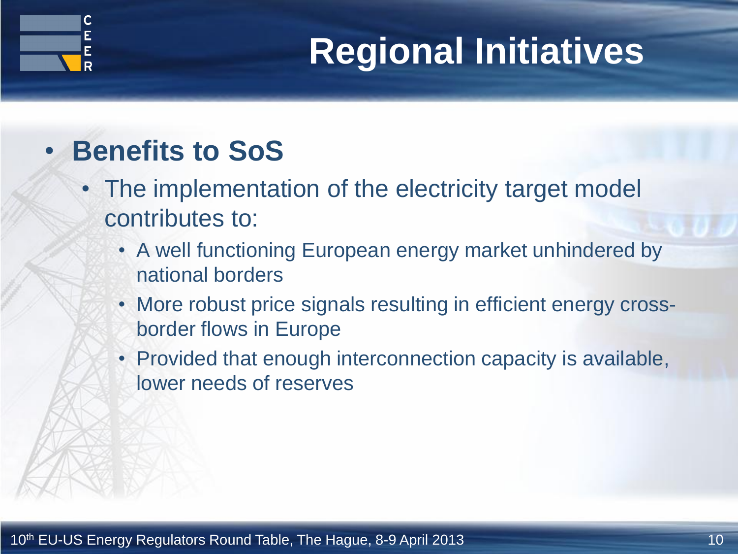# Regional Initiatives

- **Benefits to SoS**
  - The implementation of the electricity target model contributes to:
    - A well functioning European energy market unhindered by national borders
    - More robust price signals resulting in efficient energy cross-border flows in Europe
    - Provided that enough interconnection capacity is available, lower needs of reserves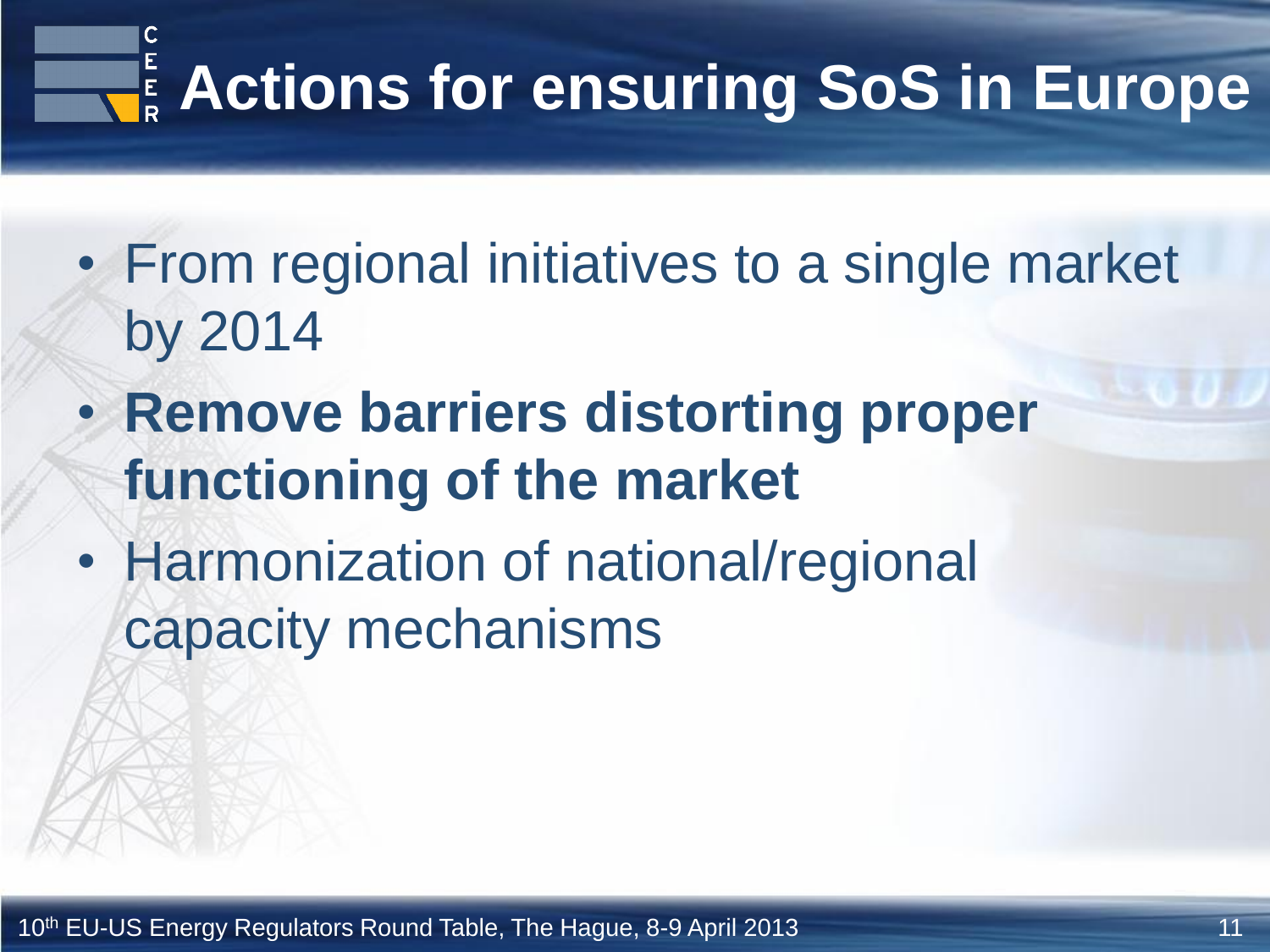# Actions for ensuring SoS in Europe

- From regional initiatives to a single market by 2014
- **Remove barriers distorting proper functioning of the market**
- Harmonization of national/regional capacity mechanisms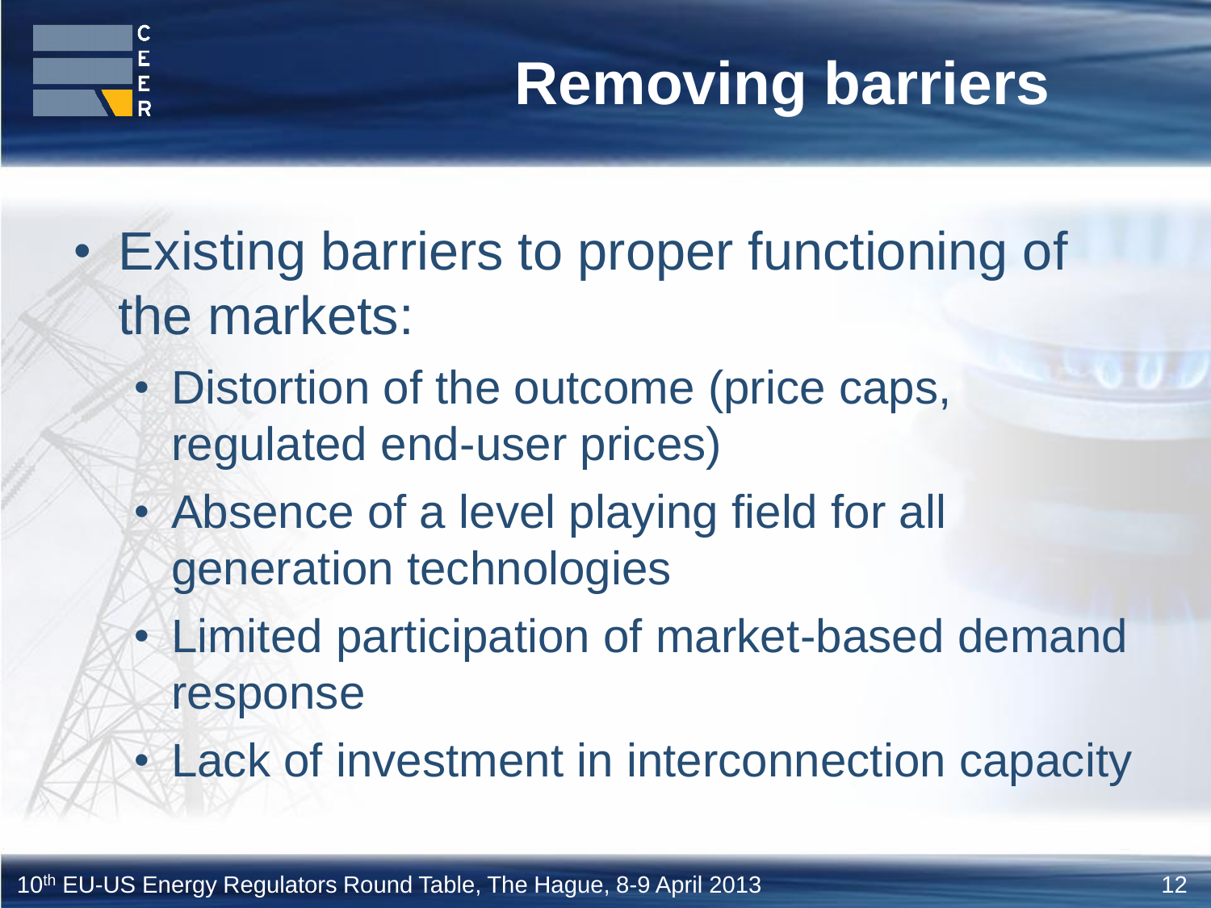# Removing barriers

- Existing barriers to proper functioning of the markets:
  - Distortion of the outcome (price caps, regulated end-user prices)
  - Absence of a level playing field for all generation technologies
  - Limited participation of market-based demand response
  - Lack of investment in interconnection capacity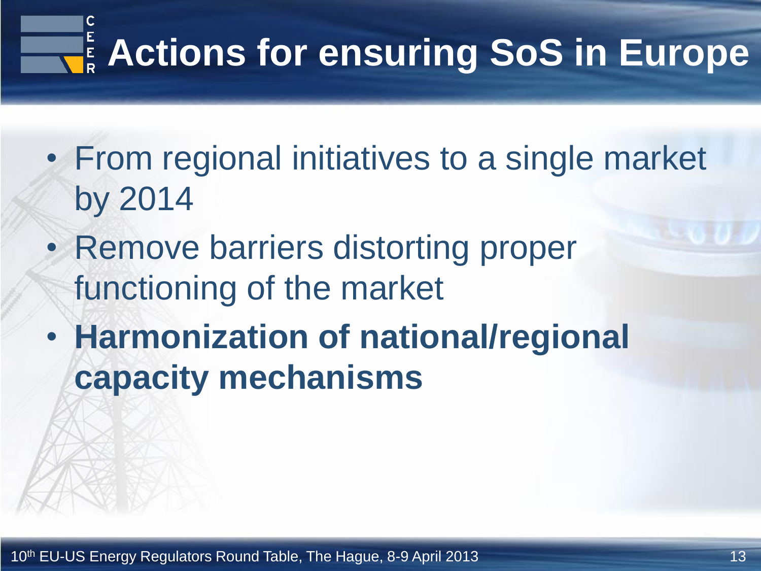# Actions for ensuring SoS in Europe

- From regional initiatives to a single market by 2014
- Remove barriers distorting proper functioning of the market
- **Harmonization of national/regional capacity mechanisms**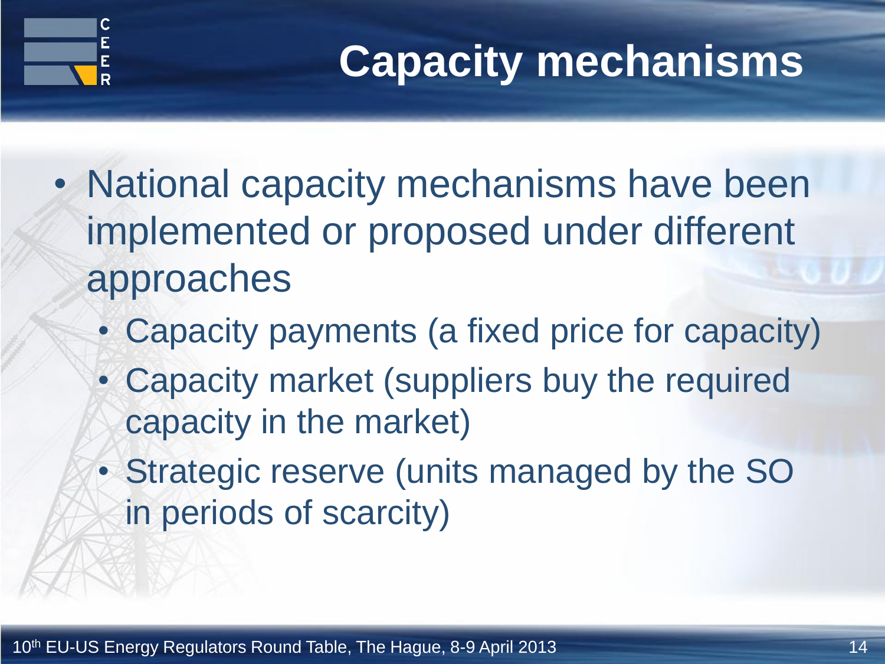# Capacity mechanisms

- National capacity mechanisms have been implemented or proposed under different approaches
  - Capacity payments (a fixed price for capacity)
  - Capacity market (suppliers buy the required capacity in the market)
  - Strategic reserve (units managed by the SO in periods of scarcity)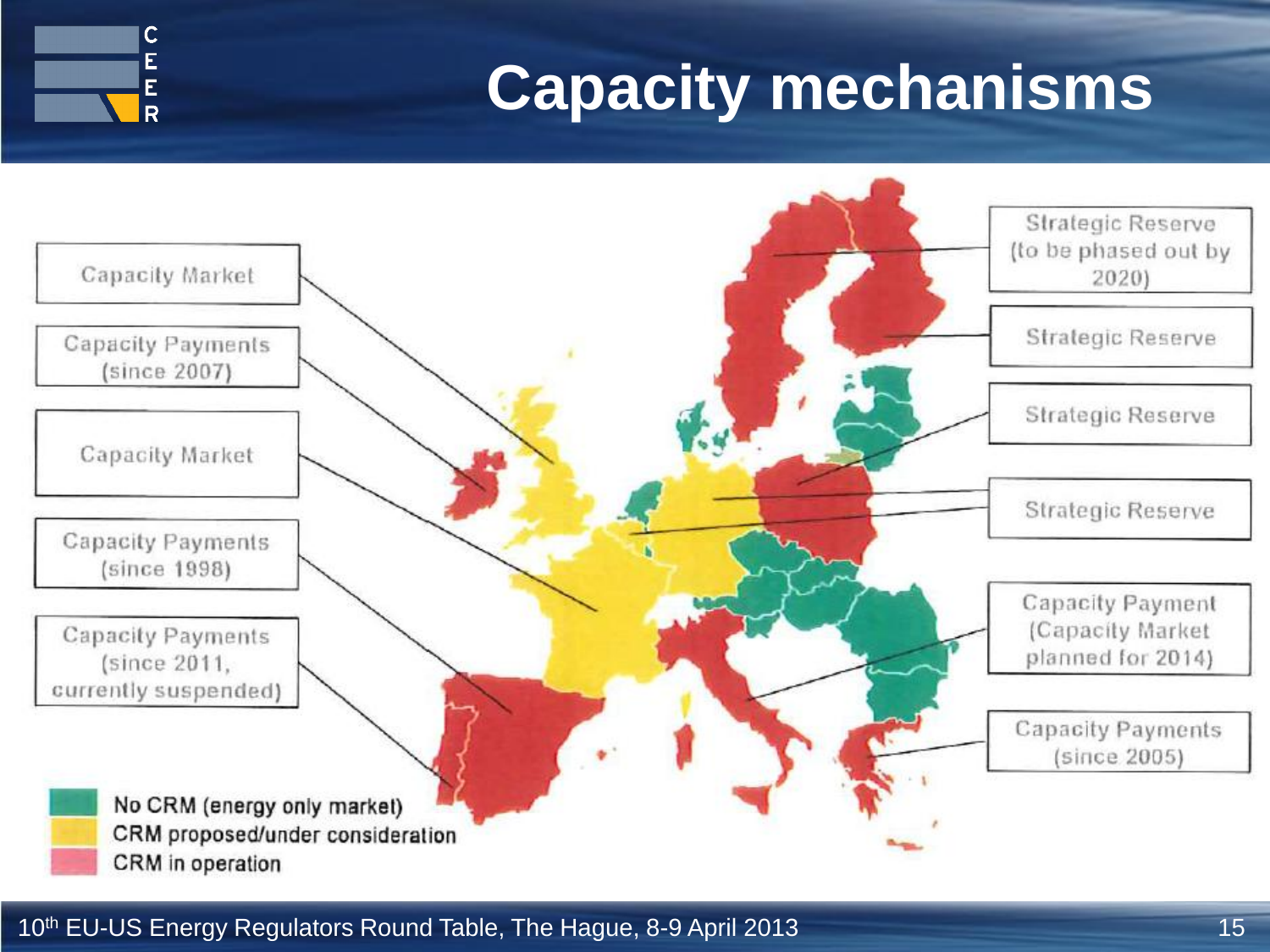# Capacity mechanisms

Capacity Market

Capacity Payments (since 2007)

Capacity Market

Capacity Payments (since 1998)

Capacity Payments (since 2011, currently suspended)

Strategic Reserve (to be phased out by 2020)

Strategic Reserve

Strategic Reserve

Strategic Reserve

Capacity Payment (Capacity Market planned for 2014)

Capacity Payments (since 2005)

- No CRM (energy only market)
- CRM proposed/under consideration
- CRM in operation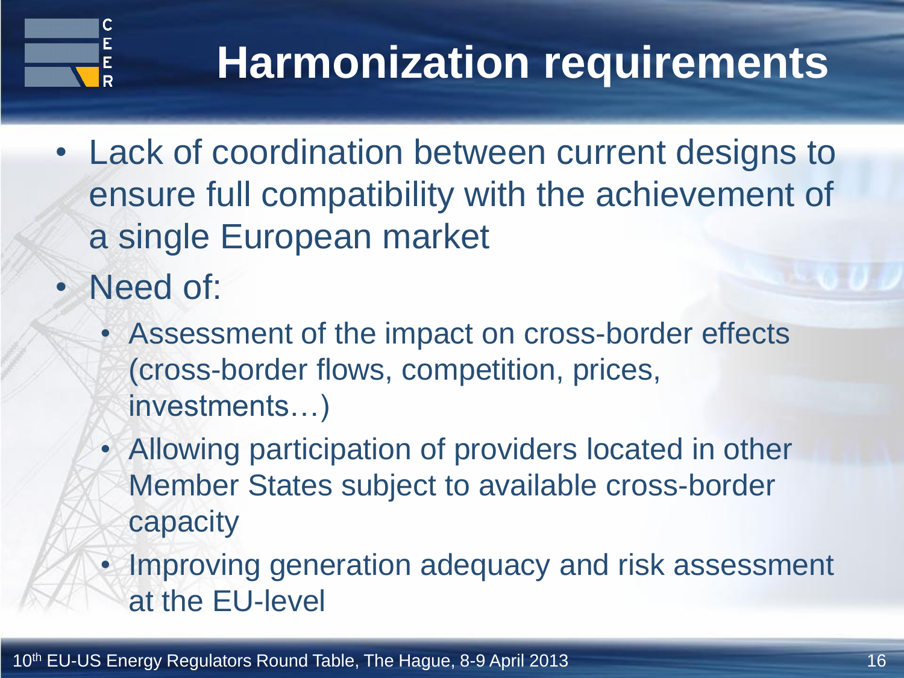# Harmonization requirements

- Lack of coordination between current designs to ensure full compatibility with the achievement of a single European market
- Need of:
  - Assessment of the impact on cross-border effects (cross-border flows, competition, prices, investments…)
  - Allowing participation of providers located in other Member States subject to available cross-border capacity
  - Improving generation adequacy and risk assessment at the EU-level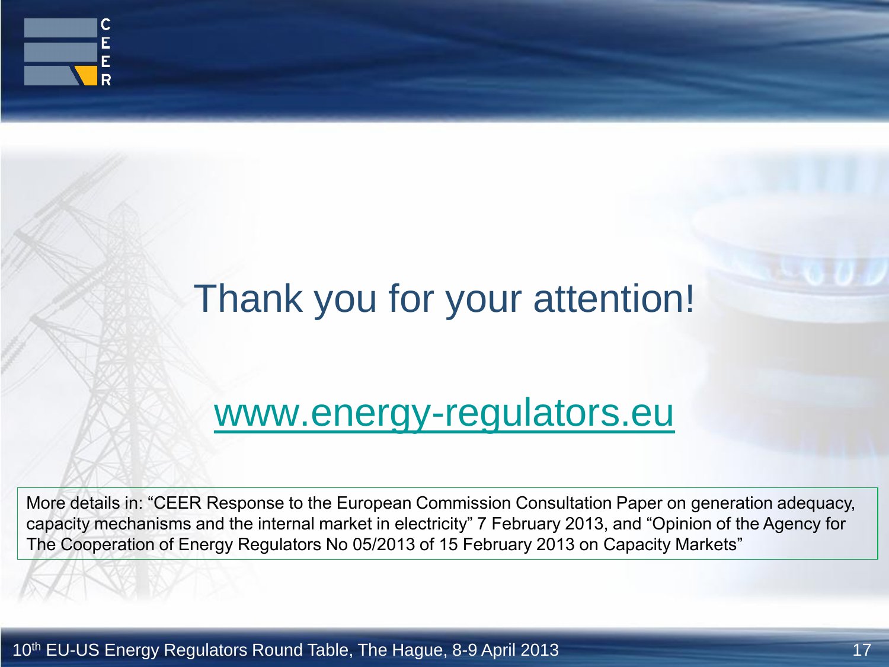# Thank you for your attention!

www.energy-regulators.eu

More details in: "CEER Response to the European Commission Consultation Paper on generation adequacy, capacity mechanisms and the internal market in electricity" 7 February 2013, and "Opinion of the Agency for The Cooperation of Energy Regulators No 05/2013 of 15 February 2013 on Capacity Markets"